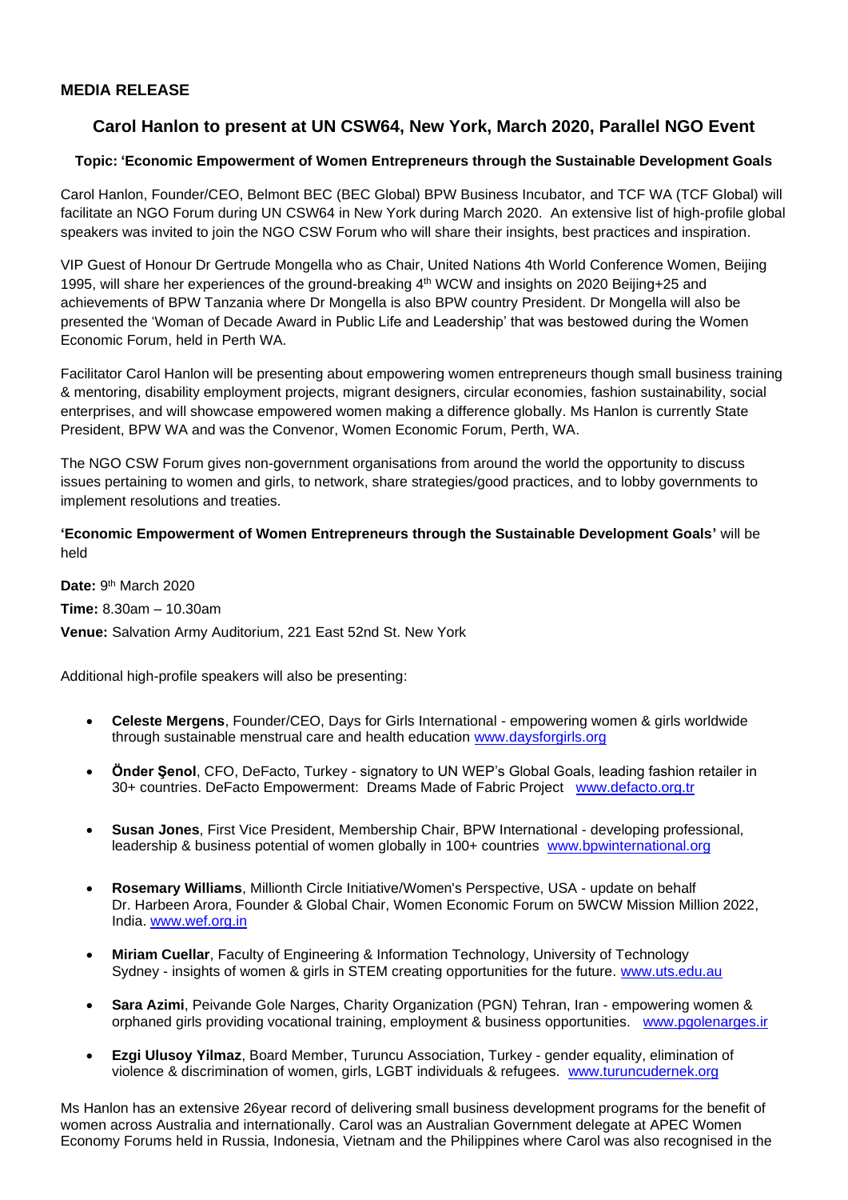**MEDIA RELEASE**

## Carol Hanlon to present at UN CSW64, New York, March 2020, Parallel NGO Event

### Topic: 'Economic Empowerment of Women Entrepreneurs through the Sustainable Development Goals

Carol Hanlon, Founder/CEO, Belmont BEC (BEC Global) BPW Business Incubator, and TCF WA (TCF Global) will facilitate an NGO Forum during UN CSW64 in New York during March 2020. An extensive list of high-profile global speakers was invited to join the NGO CSW Forum who will share their insights, best practices and inspiration.

VIP Guest of Honour Dr Gertrude Mongella who as Chair, United Nations 4th World Conference Women, Beijing 1995, will share her experiences of the ground-breaking 4th WCW and insights on 2020 Beijing+25 and achievements of BPW Tanzania where Dr Mongella is also BPW country President. Dr Mongella will also be presented the 'Woman of Decade Award in Public Life and Leadership' that was bestowed during the Women Economic Forum, held in Perth WA.

Facilitator Carol Hanlon will be presenting about empowering women entrepreneurs though small business training & mentoring, disability employment projects, migrant designers, circular economies, fashion sustainability, social enterprises, and will showcase empowered women making a difference globally. Ms Hanlon is currently State President, BPW WA and was the Convenor, Women Economic Forum, Perth, WA.

The NGO CSW Forum gives non-government organisations from around the world the opportunity to discuss issues pertaining to women and girls, to network, share strategies/good practices, and to lobby governments to implement resolutions and treaties.

**'Economic Empowerment of Women Entrepreneurs through the Sustainable Development Goals'** will be held

**Date:** 9th March 2020

**Time:** 8.30am – 10.30am

**Venue:** Salvation Army Auditorium, 221 East 52nd St. New York

Additional high-profile speakers will also be presenting:

- **Celeste Mergens**, Founder/CEO, Days for Girls International - empowering women & girls worldwide through sustainable menstrual care and health education www.daysforgirls.org
- **Önder Şenol**, CFO, DeFacto, Turkey - signatory to UN WEP's Global Goals, leading fashion retailer in 30+ countries. DeFacto Empowerment: Dreams Made of Fabric Project www.defacto.org.tr
- **Susan Jones**, First Vice President, Membership Chair, BPW International - developing professional, leadership & business potential of women globally in 100+ countries www.bpwinternational.org
- **Rosemary Williams**, Millionth Circle Initiative/Women's Perspective, USA - update on behalf Dr. Harbeen Arora, Founder & Global Chair, Women Economic Forum on 5WCW Mission Million 2022, India. www.wef.org.in
- **Miriam Cuellar**, Faculty of Engineering & Information Technology, University of Technology Sydney - insights of women & girls in STEM creating opportunities for the future. www.uts.edu.au
- **Sara Azimi**, Peivande Gole Narges, Charity Organization (PGN) Tehran, Iran - empowering women & orphaned girls providing vocational training, employment & business opportunities. www.pgolenarges.ir
- **Ezgi Ulusoy Yilmaz**, Board Member, Turuncu Association, Turkey - gender equality, elimination of violence & discrimination of women, girls, LGBT individuals & refugees. www.turuncudernek.org

Ms Hanlon has an extensive 26year record of delivering small business development programs for the benefit of women across Australia and internationally. Carol was an Australian Government delegate at APEC Women Economy Forums held in Russia, Indonesia, Vietnam and the Philippines where Carol was also recognised in the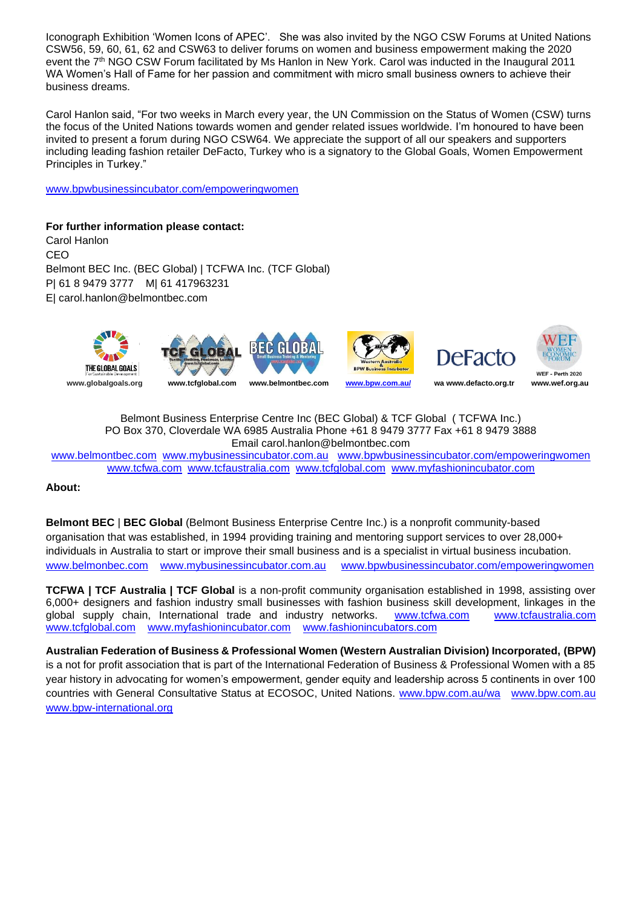Iconograph Exhibition 'Women Icons of APEC'. She was also invited by the NGO CSW Forums at United Nations CSW56, 59, 60, 61, 62 and CSW63 to deliver forums on women and business empowerment making the 2020 event the 7th NGO CSW Forum facilitated by Ms Hanlon in New York. Carol was inducted in the Inaugural 2011 WA Women's Hall of Fame for her passion and commitment with micro small business owners to achieve their business dreams.

Carol Hanlon said, "For two weeks in March every year, the UN Commission on the Status of Women (CSW) turns the focus of the United Nations towards women and gender related issues worldwide. I'm honoured to have been invited to present a forum during NGO CSW64. We appreciate the support of all our speakers and supporters including leading fashion retailer DeFacto, Turkey who is a signatory to the Global Goals, Women Empowerment Principles in Turkey."

www.bpwbusinessincubator.com/empoweringwomen

**For further information please contact:**
Carol Hanlon
CEO
Belmont BEC Inc. (BEC Global) | TCFWA Inc. (TCF Global)
P| 61 8 9479 3777 M| 61 417963231
E| carol.hanlon@belmontbec.com

www.globalgoals.org www.tcfglobal.com www.belmontbec.com www.bpw.com.au/ wa www.defacto.org.tr WEF - Perth 2020 www.wef.org.au

Belmont Business Enterprise Centre Inc (BEC Global) & TCF Global ( TCFWA Inc.)
PO Box 370, Cloverdale WA 6985 Australia Phone +61 8 9479 3777 Fax +61 8 9479 3888
Email carol.hanlon@belmontbec.com
www.belmontbec.com www.mybusinessincubator.com.au www.bpwbusinessincubator.com/empoweringwomen
www.tcfwa.com www.tcfaustralia.com www.tcfglobal.com www.myfashionincubator.com

**About:**

**Belmont BEC** | **BEC Global** (Belmont Business Enterprise Centre Inc.) is a nonprofit community-based organisation that was established, in 1994 providing training and mentoring support services to over 28,000+ individuals in Australia to start or improve their small business and is a specialist in virtual business incubation. www.belmonbec.com www.mybusinessincubator.com.au www.bpwbusinessincubator.com/empoweringwomen

**TCFWA | TCF Australia | TCF Global** is a non-profit community organisation established in 1998, assisting over 6,000+ designers and fashion industry small businesses with fashion business skill development, linkages in the global supply chain, International trade and industry networks. www.tcfwa.com www.tcfaustralia.com www.tcfglobal.com www.myfashionincubator.com www.fashionincubators.com

**Australian Federation of Business & Professional Women (Western Australian Division) Incorporated, (BPW)** is a not for profit association that is part of the International Federation of Business & Professional Women with a 85 year history in advocating for women's empowerment, gender equity and leadership across 5 continents in over 100 countries with General Consultative Status at ECOSOC, United Nations. www.bpw.com.au/wa www.bpw.com.au www.bpw-international.org